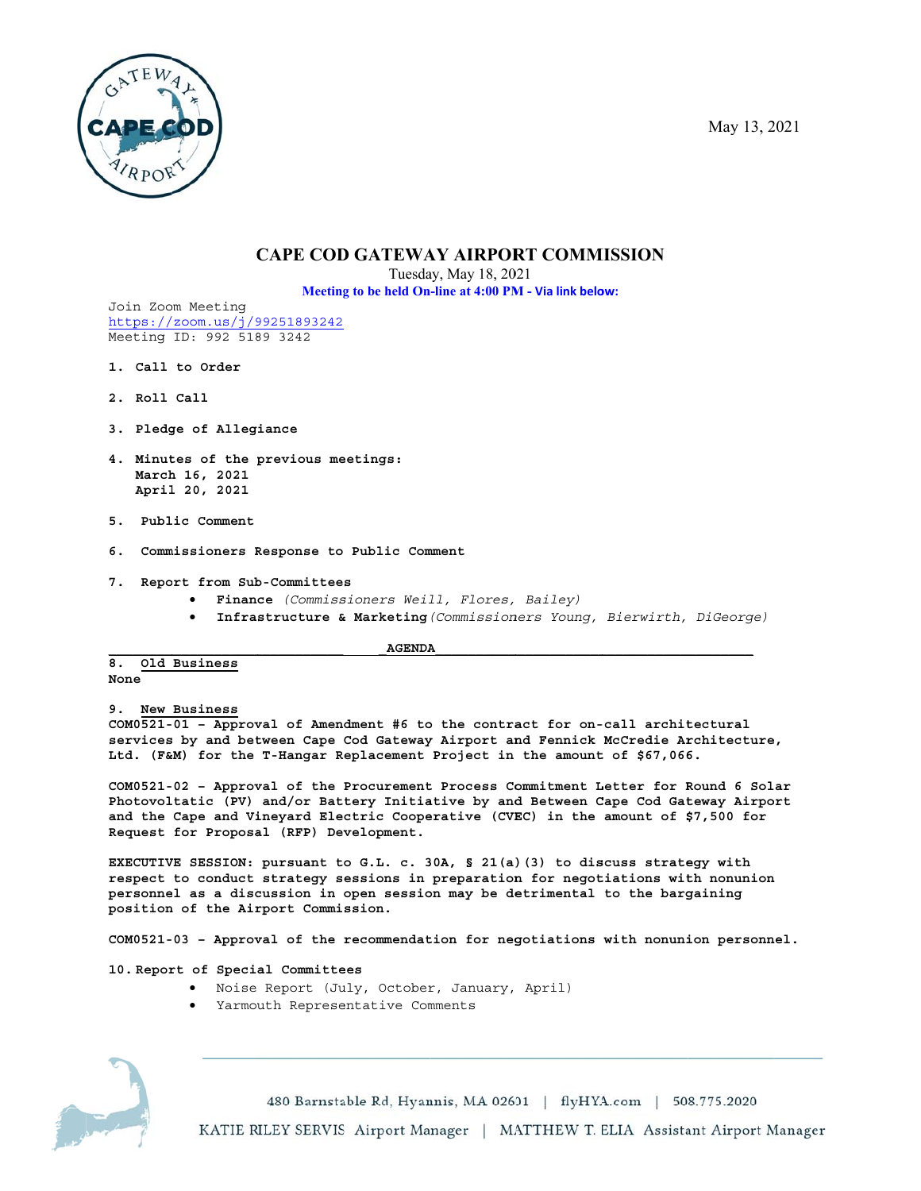May 13, 2021

# CAPE COD GATEWAY AIRPORT COMMISSION

Tuesday, May 18, 2021

**Meeting to be held On-line at 4:00 PM - Via link below:**

Join Zoom Meeting
https://zoom.us/j/99251893242
Meeting ID: 992 5189 3242

1. **Call to Order**

2. **Roll Call**

3. **Pledge of Allegiance**

4. **Minutes of the previous meetings:**
   **March 16, 2021**
   **April 20, 2021**

5. **Public Comment**

6. **Commissioners Response to Public Comment**

7. **Report from Sub-Committees**
   - **Finance** *(Commissioners Weill, Flores, Bailey)*
   - **Infrastructure & Marketing** *(Commissioners Young, Bierwirth, DiGeorge)*

## AGENDA

**8. Old Business**

**None**

**9. New Business**

**COM0521-01 – Approval of Amendment #6 to the contract for on-call architectural services by and between Cape Cod Gateway Airport and Fennick McCredie Architecture, Ltd. (F&M) for the T-Hangar Replacement Project in the amount of $67,066.**

**COM0521-02 – Approval of the Procurement Process Commitment Letter for Round 6 Solar Photovoltaic (PV) and/or Battery Initiative by and Between Cape Cod Gateway Airport and the Cape and Vineyard Electric Cooperative (CVEC) in the amount of $7,500 for Request for Proposal (RFP) Development.**

**EXECUTIVE SESSION: pursuant to G.L. c. 30A, § 21(a)(3) to discuss strategy with respect to conduct strategy sessions in preparation for negotiations with nonunion personnel as a discussion in open session may be detrimental to the bargaining position of the Airport Commission.**

**COM0521-03 – Approval of the recommendation for negotiations with nonunion personnel.**

**10. Report of Special Committees**
- Noise Report (July, October, January, April)
- Yarmouth Representative Comments

480 Barnstable Rd, Hyannis, MA 02601 | flyHYA.com | 508.775.2020
KATIE RILEY SERVIS Airport Manager | MATTHEW T. ELIA Assistant Airport Manager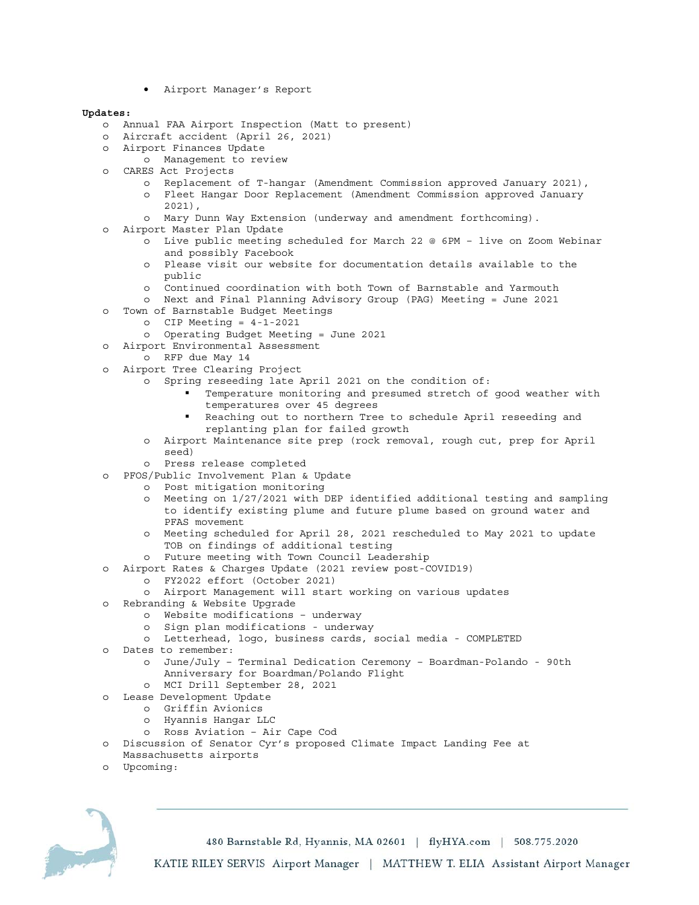- Airport Manager's Report

**Updates:**

- Annual FAA Airport Inspection (Matt to present)
- Aircraft accident (April 26, 2021)
- Airport Finances Update
  - Management to review
- CARES Act Projects
  - Replacement of T-hangar (Amendment Commission approved January 2021),
  - Fleet Hangar Door Replacement (Amendment Commission approved January 2021),
  - Mary Dunn Way Extension (underway and amendment forthcoming).
- Airport Master Plan Update
  - Live public meeting scheduled for March 22 @ 6PM – live on Zoom Webinar and possibly Facebook
  - Please visit our website for documentation details available to the public
  - Continued coordination with both Town of Barnstable and Yarmouth
  - Next and Final Planning Advisory Group (PAG) Meeting = June 2021
- Town of Barnstable Budget Meetings
  - CIP Meeting = 4-1-2021
  - Operating Budget Meeting = June 2021
- Airport Environmental Assessment
  - RFP due May 14
- Airport Tree Clearing Project
  - Spring reseeding late April 2021 on the condition of:
    - Temperature monitoring and presumed stretch of good weather with temperatures over 45 degrees
    - Reaching out to northern Tree to schedule April reseeding and replanting plan for failed growth
  - Airport Maintenance site prep (rock removal, rough cut, prep for April seed)
  - Press release completed
- PFOS/Public Involvement Plan & Update
  - Post mitigation monitoring
  - Meeting on 1/27/2021 with DEP identified additional testing and sampling to identify existing plume and future plume based on ground water and PFAS movement
  - Meeting scheduled for April 28, 2021 rescheduled to May 2021 to update TOB on findings of additional testing
  - Future meeting with Town Council Leadership
- Airport Rates & Charges Update (2021 review post-COVID19)
  - FY2022 effort (October 2021)
  - Airport Management will start working on various updates
- Rebranding & Website Upgrade
  - Website modifications – underway
  - Sign plan modifications - underway
  - Letterhead, logo, business cards, social media - COMPLETED
- Dates to remember:
  - June/July – Terminal Dedication Ceremony – Boardman-Polando - 90th Anniversary for Boardman/Polando Flight
  - MCI Drill September 28, 2021
- Lease Development Update
  - Griffin Avionics
  - Hyannis Hangar LLC
  - Ross Aviation – Air Cape Cod
- Discussion of Senator Cyr's proposed Climate Impact Landing Fee at Massachusetts airports
- Upcoming: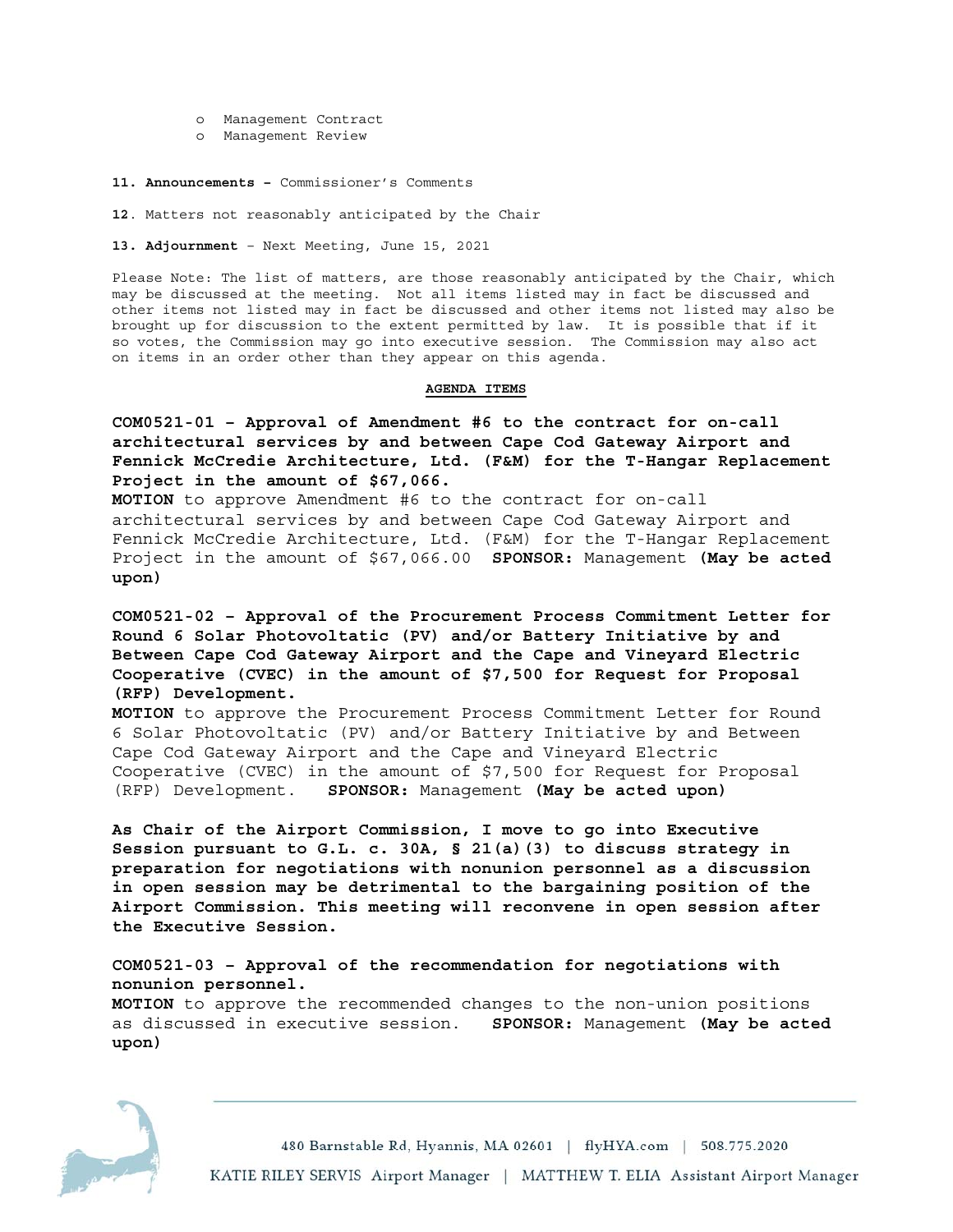- Management Contract
- Management Review

**11. Announcements –** Commissioner's Comments

**12**. Matters not reasonably anticipated by the Chair

**13. Adjournment** – Next Meeting, June 15, 2021

Please Note: The list of matters, are those reasonably anticipated by the Chair, which may be discussed at the meeting. Not all items listed may in fact be discussed and other items not listed may in fact be discussed and other items not listed may also be brought up for discussion to the extent permitted by law. It is possible that if it so votes, the Commission may go into executive session. The Commission may also act on items in an order other than they appear on this agenda.

**AGENDA ITEMS**

**COM0521-01 – Approval of Amendment #6 to the contract for on-call architectural services by and between Cape Cod Gateway Airport and Fennick McCredie Architecture, Ltd. (F&M) for the T-Hangar Replacement Project in the amount of $67,066.**
**MOTION** to approve Amendment #6 to the contract for on-call architectural services by and between Cape Cod Gateway Airport and Fennick McCredie Architecture, Ltd. (F&M) for the T-Hangar Replacement Project in the amount of $67,066.00 **SPONSOR:** Management **(May be acted upon)**

**COM0521-02 – Approval of the Procurement Process Commitment Letter for Round 6 Solar Photovoltatic (PV) and/or Battery Initiative by and Between Cape Cod Gateway Airport and the Cape and Vineyard Electric Cooperative (CVEC) in the amount of $7,500 for Request for Proposal (RFP) Development.**
**MOTION** to approve the Procurement Process Commitment Letter for Round 6 Solar Photovoltatic (PV) and/or Battery Initiative by and Between Cape Cod Gateway Airport and the Cape and Vineyard Electric Cooperative (CVEC) in the amount of $7,500 for Request for Proposal (RFP) Development. **SPONSOR:** Management **(May be acted upon)**

**As Chair of the Airport Commission, I move to go into Executive Session pursuant to G.L. c. 30A, § 21(a)(3) to discuss strategy in preparation for negotiations with nonunion personnel as a discussion in open session may be detrimental to the bargaining position of the Airport Commission. This meeting will reconvene in open session after the Executive Session.**

**COM0521-03 – Approval of the recommendation for negotiations with nonunion personnel.**
**MOTION** to approve the recommended changes to the non-union positions as discussed in executive session. **SPONSOR:** Management **(May be acted upon)**

480 Barnstable Rd, Hyannis, MA 02601 | flyHYA.com | 508.775.2020

KATIE RILEY SERVIS Airport Manager | MATTHEW T. ELIA Assistant Airport Manager